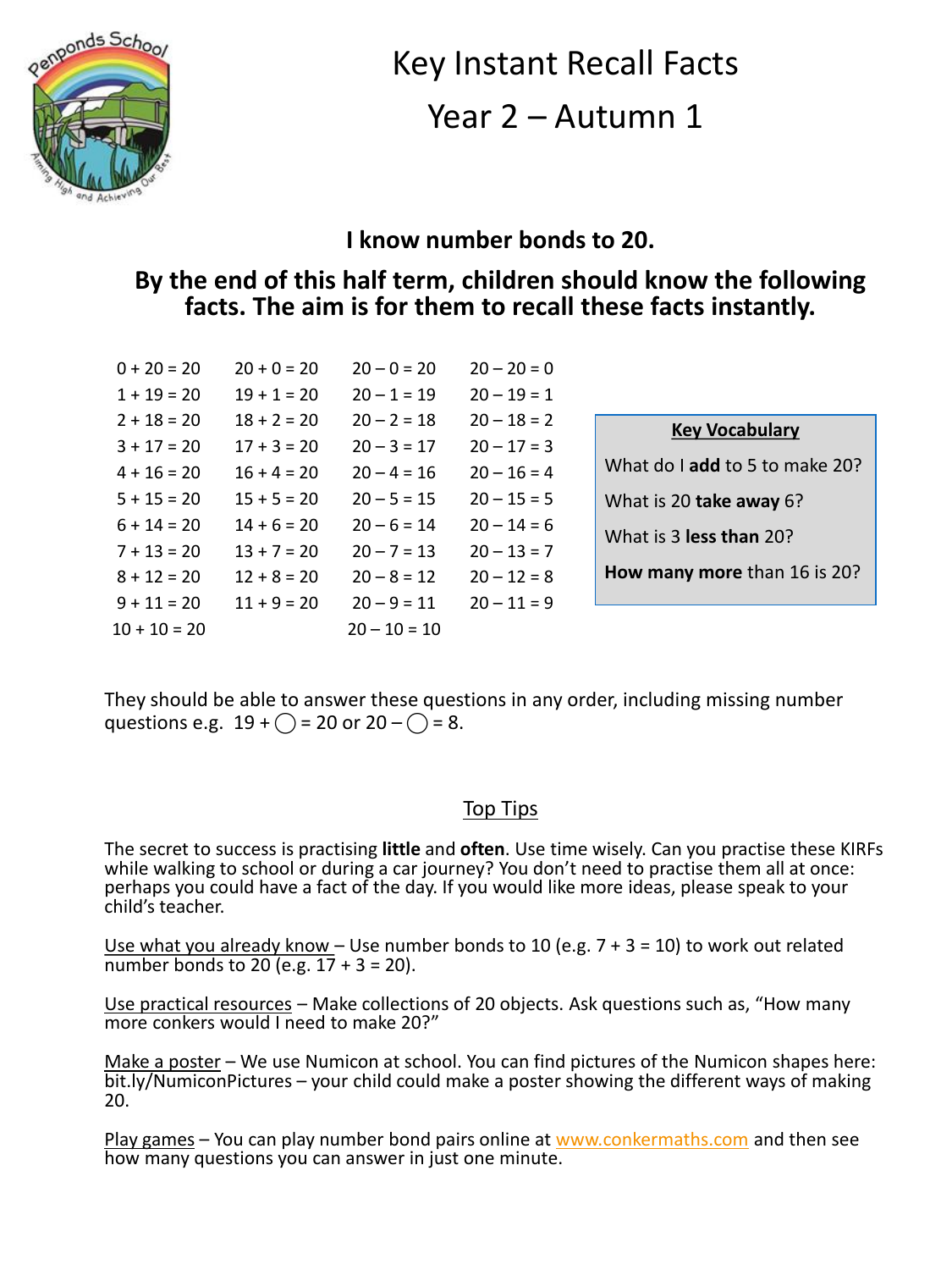# Key Instant Recall Facts

## Year 2 – Autumn 1

**I know number bonds to 20.**

**By the end of this half term, children should know the following facts. The aim is for them to recall these facts instantly.**

| | | | |
|---|---|---|---|
| 0 + 20 = 20 | 20 + 0 = 20 | 20 – 0 = 20 | 20 – 20 = 0 |
| 1 + 19 = 20 | 19 + 1 = 20 | 20 – 1 = 19 | 20 – 19 = 1 |
| 2 + 18 = 20 | 18 + 2 = 20 | 20 – 2 = 18 | 20 – 18 = 2 |
| 3 + 17 = 20 | 17 + 3 = 20 | 20 – 3 = 17 | 20 – 17 = 3 |
| 4 + 16 = 20 | 16 + 4 = 20 | 20 – 4 = 16 | 20 – 16 = 4 |
| 5 + 15 = 20 | 15 + 5 = 20 | 20 – 5 = 15 | 20 – 15 = 5 |
| 6 + 14 = 20 | 14 + 6 = 20 | 20 – 6 = 14 | 20 – 14 = 6 |
| 7 + 13 = 20 | 13 + 7 = 20 | 20 – 7 = 13 | 20 – 13 = 7 |
| 8 + 12 = 20 | 12 + 8 = 20 | 20 – 8 = 12 | 20 – 12 = 8 |
| 9 + 11 = 20 | 11 + 9 = 20 | 20 – 9 = 11 | 20 – 11 = 9 |
| 10 + 10 = 20 | | 20 – 10 = 10 | |

**Key Vocabulary**

What do I **add** to 5 to make 20?

What is 20 **take away** 6?

What is 3 **less than** 20?

**How many more** than 16 is 20?

They should be able to answer these questions in any order, including missing number questions e.g. 19 + ◯ = 20 or 20 – ◯ = 8.

## Top Tips

The secret to success is practising **little** and **often**. Use time wisely. Can you practise these KIRFs while walking to school or during a car journey? You don't need to practise them all at once: perhaps you could have a fact of the day. If you would like more ideas, please speak to your child's teacher.

Use what you already know – Use number bonds to 10 (e.g. 7 + 3 = 10) to work out related number bonds to 20 (e.g. 17 + 3 = 20).

Use practical resources – Make collections of 20 objects. Ask questions such as, "How many more conkers would I need to make 20?"

Make a poster – We use Numicon at school. You can find pictures of the Numicon shapes here: bit.ly/NumiconPictures – your child could make a poster showing the different ways of making 20.

Play games – You can play number bond pairs online at www.conkermaths.com and then see how many questions you can answer in just one minute.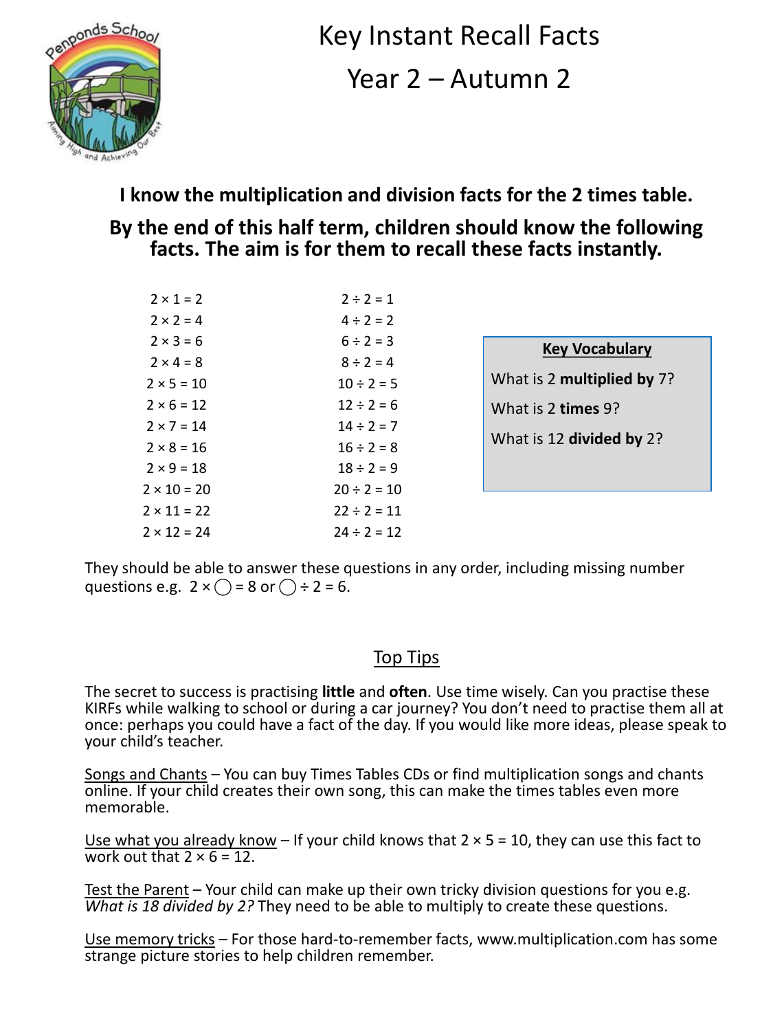# Key Instant Recall Facts

# Year 2 – Autumn 2

**I know the multiplication and division facts for the 2 times table.**

**By the end of this half term, children should know the following facts. The aim is for them to recall these facts instantly.**

| | |
|---|---|
| $2 \times 1 = 2$ | $2 \div 2 = 1$ |
| $2 \times 2 = 4$ | $4 \div 2 = 2$ |
| $2 \times 3 = 6$ | $6 \div 2 = 3$ |
| $2 \times 4 = 8$ | $8 \div 2 = 4$ |
| $2 \times 5 = 10$ | $10 \div 2 = 5$ |
| $2 \times 6 = 12$ | $12 \div 2 = 6$ |
| $2 \times 7 = 14$ | $14 \div 2 = 7$ |
| $2 \times 8 = 16$ | $16 \div 2 = 8$ |
| $2 \times 9 = 18$ | $18 \div 2 = 9$ |
| $2 \times 10 = 20$ | $20 \div 2 = 10$ |
| $2 \times 11 = 22$ | $22 \div 2 = 11$ |
| $2 \times 12 = 24$ | $24 \div 2 = 12$ |

**Key Vocabulary**

What is 2 **multiplied by** 7?

What is 2 **times** 9?

What is 12 **divided by** 2?

They should be able to answer these questions in any order, including missing number questions e.g. $2 \times \bigcirc = 8$ or $\bigcirc \div 2 = 6$.

## Top Tips

The secret to success is practising **little** and **often**. Use time wisely. Can you practise these KIRFs while walking to school or during a car journey? You don't need to practise them all at once: perhaps you could have a fact of the day. If you would like more ideas, please speak to your child's teacher.

Songs and Chants – You can buy Times Tables CDs or find multiplication songs and chants online. If your child creates their own song, this can make the times tables even more memorable.

Use what you already know – If your child knows that $2 \times 5 = 10$, they can use this fact to work out that $2 \times 6 = 12$.

Test the Parent – Your child can make up their own tricky division questions for you e.g. *What is 18 divided by 2?* They need to be able to multiply to create these questions.

Use memory tricks – For those hard-to-remember facts, www.multiplication.com has some strange picture stories to help children remember.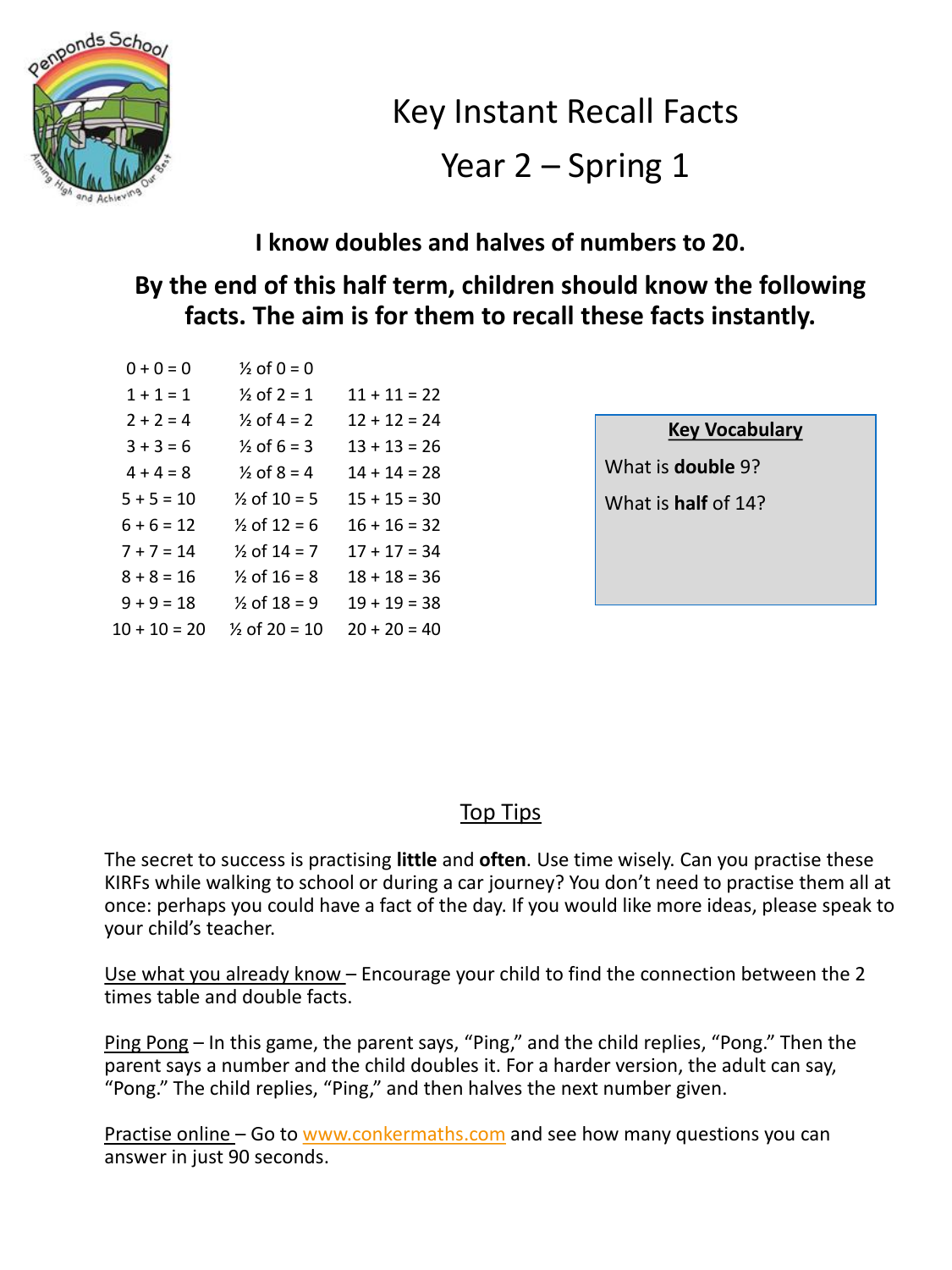# Key Instant Recall Facts

## Year 2 – Spring 1

**I know doubles and halves of numbers to 20.**

**By the end of this half term, children should know the following facts. The aim is for them to recall these facts instantly.**

| | | |
|---|---|---|
| 0 + 0 = 0 | ½ of 0 = 0 | |
| 1 + 1 = 1 | ½ of 2 = 1 | 11 + 11 = 22 |
| 2 + 2 = 4 | ½ of 4 = 2 | 12 + 12 = 24 |
| 3 + 3 = 6 | ½ of 6 = 3 | 13 + 13 = 26 |
| 4 + 4 = 8 | ½ of 8 = 4 | 14 + 14 = 28 |
| 5 + 5 = 10 | ½ of 10 = 5 | 15 + 15 = 30 |
| 6 + 6 = 12 | ½ of 12 = 6 | 16 + 16 = 32 |
| 7 + 7 = 14 | ½ of 14 = 7 | 17 + 17 = 34 |
| 8 + 8 = 16 | ½ of 16 = 8 | 18 + 18 = 36 |
| 9 + 9 = 18 | ½ of 18 = 9 | 19 + 19 = 38 |
| 10 + 10 = 20 | ½ of 20 = 10 | 20 + 20 = 40 |

**Key Vocabulary**

What is **double** 9?

What is **half** of 14?

### Top Tips

The secret to success is practising **little** and **often**. Use time wisely. Can you practise these KIRFs while walking to school or during a car journey? You don't need to practise them all at once: perhaps you could have a fact of the day. If you would like more ideas, please speak to your child's teacher.

Use what you already know – Encourage your child to find the connection between the 2 times table and double facts.

Ping Pong – In this game, the parent says, "Ping," and the child replies, "Pong." Then the parent says a number and the child doubles it. For a harder version, the adult can say, "Pong." The child replies, "Ping," and then halves the next number given.

Practise online – Go to www.conkermaths.com and see how many questions you can answer in just 90 seconds.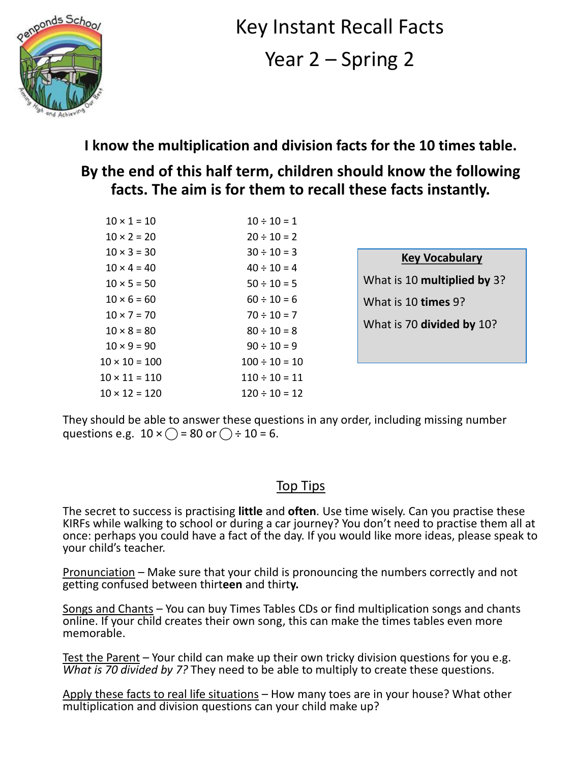# Key Instant Recall Facts

# Year 2 – Spring 2

**I know the multiplication and division facts for the 10 times table.**

**By the end of this half term, children should know the following facts. The aim is for them to recall these facts instantly.**

| | |
|---|---|
| $10 \times 1 = 10$ | $10 \div 10 = 1$ |
| $10 \times 2 = 20$ | $20 \div 10 = 2$ |
| $10 \times 3 = 30$ | $30 \div 10 = 3$ |
| $10 \times 4 = 40$ | $40 \div 10 = 4$ |
| $10 \times 5 = 50$ | $50 \div 10 = 5$ |
| $10 \times 6 = 60$ | $60 \div 10 = 6$ |
| $10 \times 7 = 70$ | $70 \div 10 = 7$ |
| $10 \times 8 = 80$ | $80 \div 10 = 8$ |
| $10 \times 9 = 90$ | $90 \div 10 = 9$ |
| $10 \times 10 = 100$ | $100 \div 10 = 10$ |
| $10 \times 11 = 110$ | $110 \div 10 = 11$ |
| $10 \times 12 = 120$ | $120 \div 10 = 12$ |

**Key Vocabulary**

What is 10 **multiplied by** 3?

What is 10 **times** 9?

What is 70 **divided by** 10?

They should be able to answer these questions in any order, including missing number questions e.g. $10 \times ◯ = 80$ or $◯ \div 10 = 6$.

## Top Tips

The secret to success is practising **little** and **often**. Use time wisely. Can you practise these KIRFs while walking to school or during a car journey? You don't need to practise them all at once: perhaps you could have a fact of the day. If you would like more ideas, please speak to your child's teacher.

Pronunciation – Make sure that your child is pronouncing the numbers correctly and not getting confused between thirt**een** and thirt**y.**

Songs and Chants – You can buy Times Tables CDs or find multiplication songs and chants online. If your child creates their own song, this can make the times tables even more memorable.

Test the Parent – Your child can make up their own tricky division questions for you e.g. *What is 70 divided by 7?* They need to be able to multiply to create these questions.

Apply these facts to real life situations – How many toes are in your house? What other multiplication and division questions can your child make up?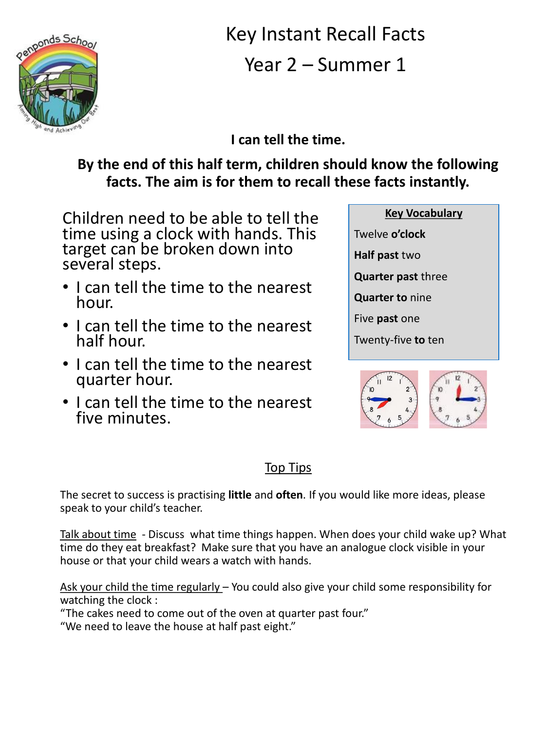# Key Instant Recall Facts

## Year 2 – Summer 1

**I can tell the time.**

**By the end of this half term, children should know the following facts. The aim is for them to recall these facts instantly.**

Children need to be able to tell the time using a clock with hands. This target can be broken down into several steps.

- I can tell the time to the nearest hour.
- I can tell the time to the nearest half hour.
- I can tell the time to the nearest quarter hour.
- I can tell the time to the nearest five minutes.

**Key Vocabulary**

Twelve **o'clock**

**Half past** two

**Quarter past** three

**Quarter to** nine

Five **past** one

Twenty-five **to** ten

### Top Tips

The secret to success is practising **little** and **often**. If you would like more ideas, please speak to your child's teacher.

Talk about time - Discuss what time things happen. When does your child wake up? What time do they eat breakfast? Make sure that you have an analogue clock visible in your house or that your child wears a watch with hands.

Ask your child the time regularly – You could also give your child some responsibility for watching the clock :
"The cakes need to come out of the oven at quarter past four."
"We need to leave the house at half past eight."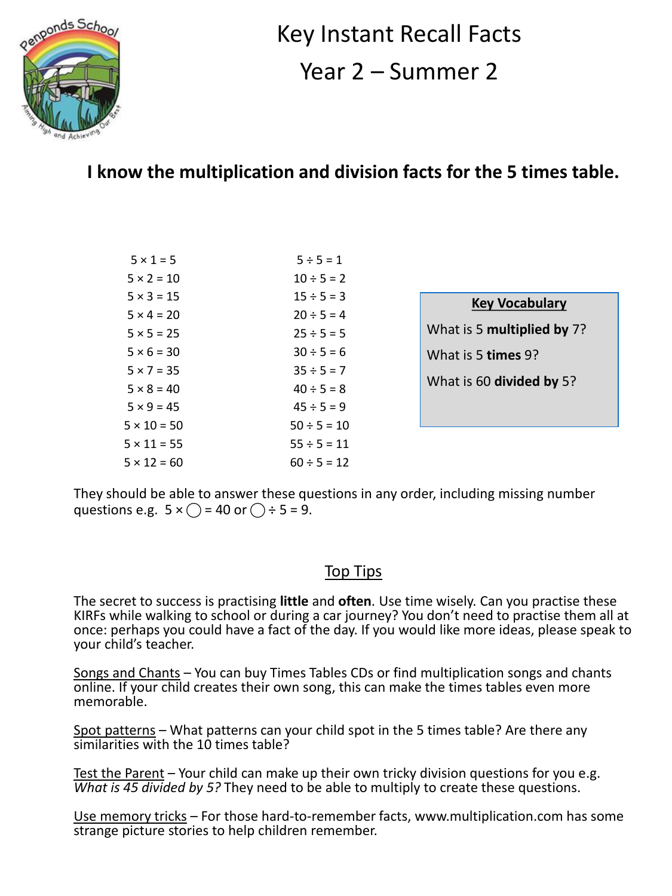# Key Instant Recall Facts

## Year 2 – Summer 2

### I know the multiplication and division facts for the 5 times table.

| | |
|---|---|
| $5 \times 1 = 5$ | $5 \div 5 = 1$ |
| $5 \times 2 = 10$ | $10 \div 5 = 2$ |
| $5 \times 3 = 15$ | $15 \div 5 = 3$ |
| $5 \times 4 = 20$ | $20 \div 5 = 4$ |
| $5 \times 5 = 25$ | $25 \div 5 = 5$ |
| $5 \times 6 = 30$ | $30 \div 5 = 6$ |
| $5 \times 7 = 35$ | $35 \div 5 = 7$ |
| $5 \times 8 = 40$ | $40 \div 5 = 8$ |
| $5 \times 9 = 45$ | $45 \div 5 = 9$ |
| $5 \times 10 = 50$ | $50 \div 5 = 10$ |
| $5 \times 11 = 55$ | $55 \div 5 = 11$ |
| $5 \times 12 = 60$ | $60 \div 5 = 12$ |

**Key Vocabulary**

What is 5 **multiplied by** 7?

What is 5 **times** 9?

What is 60 **divided by** 5?

They should be able to answer these questions in any order, including missing number questions e.g. $5 \times \bigcirc = 40$ or $\bigcirc \div 5 = 9$.

## Top Tips

The secret to success is practising **little** and **often**. Use time wisely. Can you practise these KIRFs while walking to school or during a car journey? You don't need to practise them all at once: perhaps you could have a fact of the day. If you would like more ideas, please speak to your child's teacher.

Songs and Chants – You can buy Times Tables CDs or find multiplication songs and chants online. If your child creates their own song, this can make the times tables even more memorable.

Spot patterns – What patterns can your child spot in the 5 times table? Are there any similarities with the 10 times table?

Test the Parent – Your child can make up their own tricky division questions for you e.g. *What is 45 divided by 5?* They need to be able to multiply to create these questions.

Use memory tricks – For those hard-to-remember facts, www.multiplication.com has some strange picture stories to help children remember.